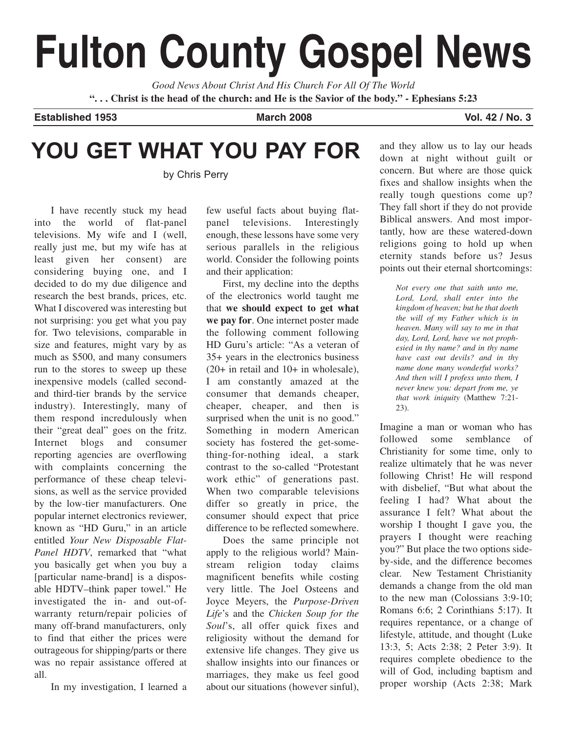# Fulton County Gospel News

*Good News About Christ And His Church For All Of The World*

**". . . Christ is the head of the church: and He is the Savior of the body." - Ephesians 5:23**

**Established 1953** | **March 2008** | **Vol. 42 / No. 3**

## YOU GET WHAT YOU PAY FOR

by Chris Perry

I have recently stuck my head into the world of flat-panel televisions. My wife and I (well, really just me, but my wife has at least given her consent) are considering buying one, and I decided to do my due diligence and research the best brands, prices, etc. What I discovered was interesting but not surprising: you get what you pay for. Two televisions, comparable in size and features, might vary by as much as $500, and many consumers run to the stores to sweep up these inexpensive models (called second- and third-tier brands by the service industry). Interestingly, many of them respond incredulously when their "great deal" goes on the fritz. Internet blogs and consumer reporting agencies are overflowing with complaints concerning the performance of these cheap televisions, as well as the service provided by the low-tier manufacturers. One popular internet electronics reviewer, known as "HD Guru," in an article entitled *Your New Disposable Flat-Panel HDTV*, remarked that "what you basically get when you buy a [particular name-brand] is a disposable HDTV–think paper towel." He investigated the in- and out-of-warranty return/repair policies of many off-brand manufacturers, only to find that either the prices were outrageous for shipping/parts or there was no repair assistance offered at all.

In my investigation, I learned a few useful facts about buying flat-panel televisions. Interestingly enough, these lessons have some very serious parallels in the religious world. Consider the following points and their application:

First, my decline into the depths of the electronics world taught me that **we should expect to get what we pay for**. One internet poster made the following comment following HD Guru's article: "As a veteran of 35+ years in the electronics business (20+ in retail and 10+ in wholesale), I am constantly amazed at the consumer that demands cheaper, cheaper, cheaper, and then is surprised when the unit is no good." Something in modern American society has fostered the get-something-for-nothing ideal, a stark contrast to the so-called "Protestant work ethic" of generations past. When two comparable televisions differ so greatly in price, the consumer should expect that price difference to be reflected somewhere.

Does the same principle not apply to the religious world? Mainstream religion today claims magnificent benefits while costing very little. The Joel Osteens and Joyce Meyers, the *Purpose-Driven Life*'s and the *Chicken Soup for the Soul*'s, all offer quick fixes and religiosity without the demand for extensive life changes. They give us shallow insights into our finances or marriages, they make us feel good about our situations (however sinful), and they allow us to lay our heads down at night without guilt or concern. But where are those quick fixes and shallow insights when the really tough questions come up? They fall short if they do not provide Biblical answers. And most importantly, how are these watered-down religions going to hold up when eternity stands before us? Jesus points out their eternal shortcomings:

> *Not every one that saith unto me, Lord, Lord, shall enter into the kingdom of heaven; but he that doeth the will of my Father which is in heaven. Many will say to me in that day, Lord, Lord, have we not prophesied in thy name? and in thy name have cast out devils? and in thy name done many wonderful works? And then will I profess unto them, I never knew you: depart from me, ye that work iniquity* (Matthew 7:21-23).

Imagine a man or woman who has followed some semblance of Christianity for some time, only to realize ultimately that he was never following Christ! He will respond with disbelief, "But what about the feeling I had? What about the assurance I felt? What about the worship I thought I gave you, the prayers I thought were reaching you?" But place the two options side-by-side, and the difference becomes clear. New Testament Christianity demands a change from the old man to the new man (Colossians 3:9-10; Romans 6:6; 2 Corinthians 5:17). It requires repentance, or a change of lifestyle, attitude, and thought (Luke 13:3, 5; Acts 2:38; 2 Peter 3:9). It requires complete obedience to the will of God, including baptism and proper worship (Acts 2:38; Mark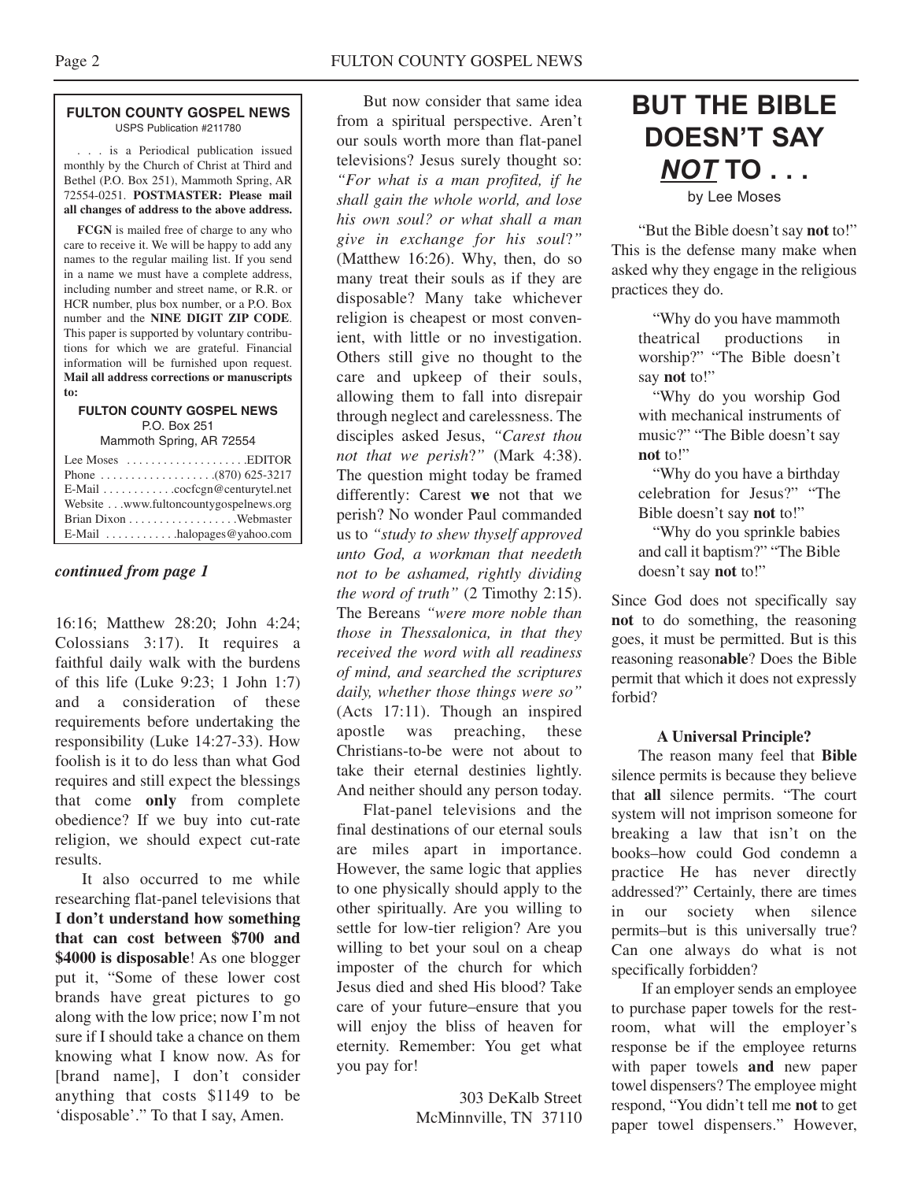**FULTON COUNTY GOSPEL NEWS**
USPS Publication #211780

. . . is a Periodical publication issued monthly by the Church of Christ at Third and Bethel (P.O. Box 251), Mammoth Spring, AR 72554-0251. **POSTMASTER: Please mail all changes of address to the above address.**

**FCGN** is mailed free of charge to any who care to receive it. We will be happy to add any names to the regular mailing list. If you send in a name we must have a complete address, including number and street name, or R.R. or HCR number, plus box number, or a P.O. Box number and the **NINE DIGIT ZIP CODE**. This paper is supported by voluntary contributions for which we are grateful. Financial information will be furnished upon request. **Mail all address corrections or manuscripts to:**

**FULTON COUNTY GOSPEL NEWS**
P.O. Box 251
Mammoth Spring, AR 72554

Lee Moses . . . . . . . . . . . . . . . . . . . .EDITOR
Phone . . . . . . . . . . . . . . . . . . .(870) 625-3217
E-Mail . . . . . . . . . . . .cocfcgn@centurytel.net
Website . . .www.fultoncountygospelnews.org
Brian Dixon . . . . . . . . . . . . . . . . . .Webmaster
E-Mail . . . . . . . . . . . .halopages@yahoo.com

***continued from page 1***

16:16; Matthew 28:20; John 4:24; Colossians 3:17). It requires a faithful daily walk with the burdens of this life (Luke 9:23; 1 John 1:7) and a consideration of these requirements before undertaking the responsibility (Luke 14:27-33). How foolish is it to do less than what God requires and still expect the blessings that come **only** from complete obedience? If we buy into cut-rate religion, we should expect cut-rate results.

It also occurred to me while researching flat-panel televisions that **I don't understand how something that can cost between $700 and $4000 is disposable**! As one blogger put it, "Some of these lower cost brands have great pictures to go along with the low price; now I'm not sure if I should take a chance on them knowing what I know now. As for [brand name], I don't consider anything that costs $1149 to be 'disposable'." To that I say, Amen.

But now consider that same idea from a spiritual perspective. Aren't our souls worth more than flat-panel televisions? Jesus surely thought so: *"For what is a man profited, if he shall gain the whole world, and lose his own soul? or what shall a man give in exchange for his soul?"* (Matthew 16:26). Why, then, do so many treat their souls as if they are disposable? Many take whichever religion is cheapest or most convenient, with little or no investigation. Others still give no thought to the care and upkeep of their souls, allowing them to fall into disrepair through neglect and carelessness. The disciples asked Jesus, *"Carest thou not that we perish?"* (Mark 4:38). The question might today be framed differently: Carest **we** not that we perish? No wonder Paul commanded us to *"study to shew thyself approved unto God, a workman that needeth not to be ashamed, rightly dividing the word of truth"* (2 Timothy 2:15). The Bereans *"were more noble than those in Thessalonica, in that they received the word with all readiness of mind, and searched the scriptures daily, whether those things were so"* (Acts 17:11). Though an inspired apostle was preaching, these Christians-to-be were not about to take their eternal destinies lightly. And neither should any person today.

Flat-panel televisions and the final destinations of our eternal souls are miles apart in importance. However, the same logic that applies to one physically should apply to the other spiritually. Are you willing to settle for low-tier religion? Are you willing to bet your soul on a cheap imposter of the church for which Jesus died and shed His blood? Take care of your future–ensure that you will enjoy the bliss of heaven for eternity. Remember: You get what you pay for!

303 DeKalb Street
McMinnville, TN 37110

# BUT THE BIBLE DOESN'T SAY ***NOT*** TO . . .

by Lee Moses

"But the Bible doesn't say **not** to!" This is the defense many make when asked why they engage in the religious practices they do.

> "Why do you have mammoth theatrical productions in worship?" "The Bible doesn't say **not** to!"
>
> "Why do you worship God with mechanical instruments of music?" "The Bible doesn't say **not** to!"
>
> "Why do you have a birthday celebration for Jesus?" "The Bible doesn't say **not** to!"
>
> "Why do you sprinkle babies and call it baptism?" "The Bible doesn't say **not** to!"

Since God does not specifically say **not** to do something, the reasoning goes, it must be permitted. But is this reasoning reason**able**? Does the Bible permit that which it does not expressly forbid?

**A Universal Principle?**

The reason many feel that **Bible** silence permits is because they believe that **all** silence permits. "The court system will not imprison someone for breaking a law that isn't on the books–how could God condemn a practice He has never directly addressed?" Certainly, there are times in our society when silence permits–but is this universally true? Can one always do what is not specifically forbidden?

If an employer sends an employee to purchase paper towels for the restroom, what will the employer's response be if the employee returns with paper towels **and** new paper towel dispensers? The employee might respond, "You didn't tell me **not** to get paper towel dispensers." However,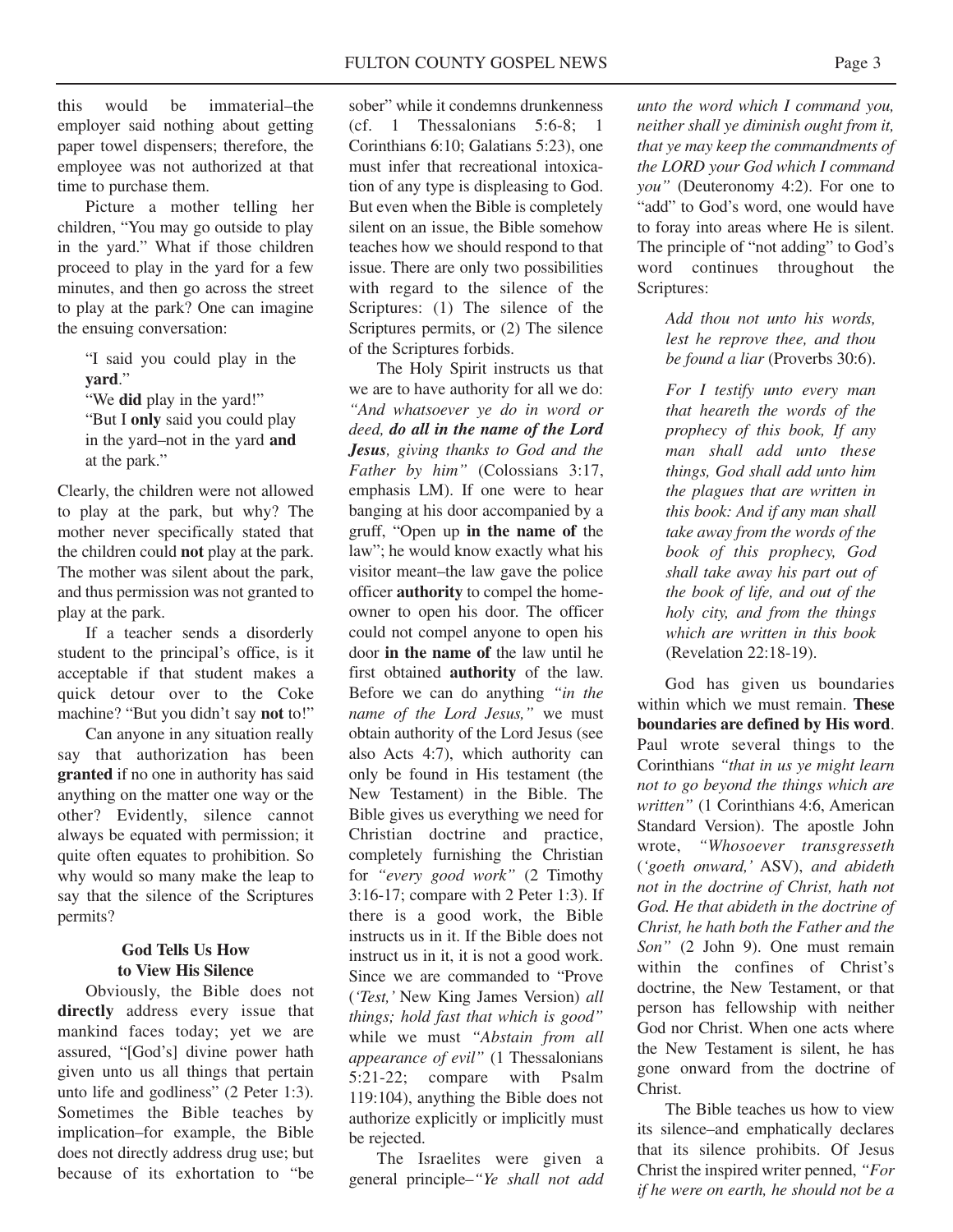this would be immaterial–the employer said nothing about getting paper towel dispensers; therefore, the employee was not authorized at that time to purchase them.

Picture a mother telling her children, "You may go outside to play in the yard." What if those children proceed to play in the yard for a few minutes, and then go across the street to play at the park? One can imagine the ensuing conversation:

> "I said you could play in the **yard**."
> "We **did** play in the yard!"
> "But I **only** said you could play in the yard–not in the yard **and** at the park."

Clearly, the children were not allowed to play at the park, but why? The mother never specifically stated that the children could **not** play at the park. The mother was silent about the park, and thus permission was not granted to play at the park.

If a teacher sends a disorderly student to the principal's office, is it acceptable if that student makes a quick detour over to the Coke machine? "But you didn't say **not** to!"

Can anyone in any situation really say that authorization has been **granted** if no one in authority has said anything on the matter one way or the other? Evidently, silence cannot always be equated with permission; it quite often equates to prohibition. So why would so many make the leap to say that the silence of the Scriptures permits?

### God Tells Us How to View His Silence

Obviously, the Bible does not **directly** address every issue that mankind faces today; yet we are assured, "[God's] divine power hath given unto us all things that pertain unto life and godliness" (2 Peter 1:3). Sometimes the Bible teaches by implication–for example, the Bible does not directly address drug use; but because of its exhortation to "be sober" while it condemns drunkenness (cf. 1 Thessalonians 5:6-8; 1 Corinthians 6:10; Galatians 5:23), one must infer that recreational intoxication of any type is displeasing to God. But even when the Bible is completely silent on an issue, the Bible somehow teaches how we should respond to that issue. There are only two possibilities with regard to the silence of the Scriptures: (1) The silence of the Scriptures permits, or (2) The silence of the Scriptures forbids.

The Holy Spirit instructs us that we are to have authority for all we do: *"And whatsoever ye do in word or deed,* ***do all in the name of the Lord Jesus****, giving thanks to God and the Father by him"* (Colossians 3:17, emphasis LM). If one were to hear banging at his door accompanied by a gruff, "Open up **in the name of** the law"; he would know exactly what his visitor meant–the law gave the police officer **authority** to compel the homeowner to open his door. The officer could not compel anyone to open his door **in the name of** the law until he first obtained **authority** of the law. Before we can do anything *"in the name of the Lord Jesus,"* we must obtain authority of the Lord Jesus (see also Acts 4:7), which authority can only be found in His testament (the New Testament) in the Bible. The Bible gives us everything we need for Christian doctrine and practice, completely furnishing the Christian for *"every good work"* (2 Timothy 3:16-17; compare with 2 Peter 1:3). If there is a good work, the Bible instructs us in it. If the Bible does not instruct us in it, it is not a good work. Since we are commanded to "Prove (*'Test,'* New King James Version) *all things; hold fast that which is good"* while we must *"Abstain from all appearance of evil"* (1 Thessalonians 5:21-22; compare with Psalm 119:104), anything the Bible does not authorize explicitly or implicitly must be rejected.

The Israelites were given a general principle–*"Ye shall not add unto the word which I command you, neither shall ye diminish ought from it, that ye may keep the commandments of the LORD your God which I command you"* (Deuteronomy 4:2). For one to "add" to God's word, one would have to foray into areas where He is silent. The principle of "not adding" to God's word continues throughout the Scriptures:

> *Add thou not unto his words, lest he reprove thee, and thou be found a liar* (Proverbs 30:6).

> *For I testify unto every man that heareth the words of the prophecy of this book, If any man shall add unto these things, God shall add unto him the plagues that are written in this book: And if any man shall take away from the words of the book of this prophecy, God shall take away his part out of the book of life, and out of the holy city, and from the things which are written in this book* (Revelation 22:18-19).

God has given us boundaries within which we must remain. **These boundaries are defined by His word**. Paul wrote several things to the Corinthians *"that in us ye might learn not to go beyond the things which are written"* (1 Corinthians 4:6, American Standard Version). The apostle John wrote, *"Whosoever transgresseth* (*'goeth onward,'* ASV), *and abideth not in the doctrine of Christ, hath not God. He that abideth in the doctrine of Christ, he hath both the Father and the Son"* (2 John 9). One must remain within the confines of Christ's doctrine, the New Testament, or that person has fellowship with neither God nor Christ. When one acts where the New Testament is silent, he has gone onward from the doctrine of Christ.

The Bible teaches us how to view its silence–and emphatically declares that its silence prohibits. Of Jesus Christ the inspired writer penned, *"For if he were on earth, he should not be a*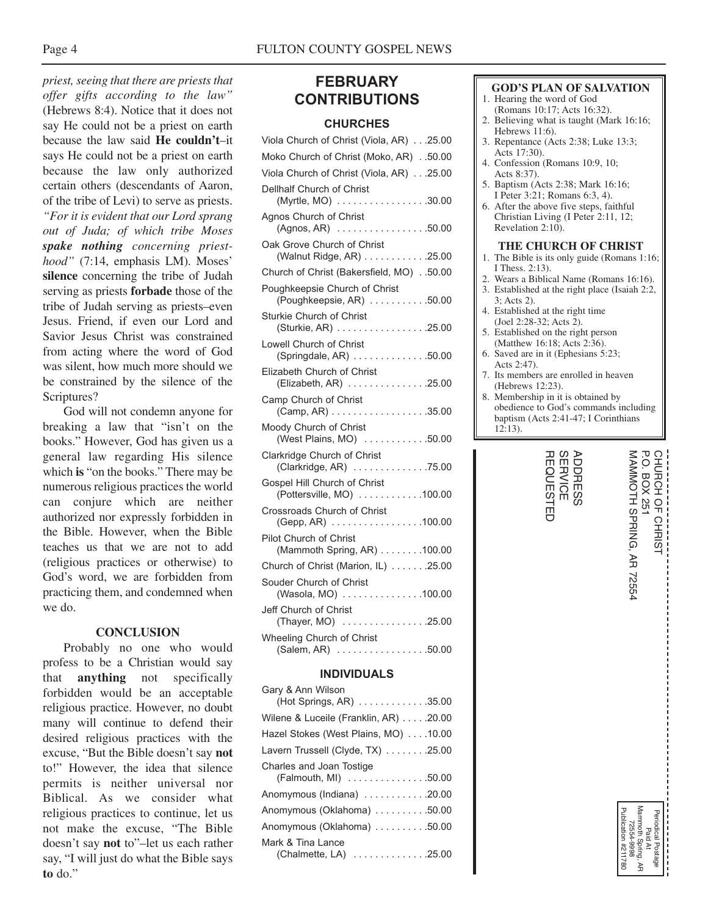*priest, seeing that there are priests that offer gifts according to the law"* (Hebrews 8:4). Notice that it does not say He could not be a priest on earth because the law said **He couldn't**–it says He could not be a priest on earth because the law only authorized certain others (descendants of Aaron, of the tribe of Levi) to serve as priests. *"For it is evident that our Lord sprang out of Juda; of which tribe Moses **spake nothing** concerning priesthood"* (7:14, emphasis LM). Moses' **silence** concerning the tribe of Judah serving as priests **forbade** those of the tribe of Judah serving as priests–even Jesus. Friend, if even our Lord and Savior Jesus Christ was constrained from acting where the word of God was silent, how much more should we be constrained by the silence of the Scriptures?

God will not condemn anyone for breaking a law that "isn't on the books." However, God has given us a general law regarding His silence which **is** "on the books." There may be numerous religious practices the world can conjure which are neither authorized nor expressly forbidden in the Bible. However, when the Bible teaches us that we are not to add (religious practices or otherwise) to God's word, we are forbidden from practicing them, and condemned when we do.

### CONCLUSION

Probably no one who would profess to be a Christian would say that **anything** not specifically forbidden would be an acceptable religious practice. However, no doubt many will continue to defend their desired religious practices with the excuse, "But the Bible doesn't say **not** to!" However, the idea that silence permits is neither universal nor Biblical. As we consider what religious practices to continue, let us not make the excuse, "The Bible doesn't say **not** to"–let us each rather say, "I will just do what the Bible says **to** do."

## FEBRUARY CONTRIBUTIONS

### CHURCHES

Viola Church of Christ (Viola, AR) . . .25.00
Moko Church of Christ (Moko, AR) . .50.00
Viola Church of Christ (Viola, AR) . . .25.00
Dellhalf Church of Christ (Myrtle, MO) . . . . . . . . . . . . . . . . .30.00
Agnos Church of Christ (Agnos, AR) . . . . . . . . . . . . . . . . .50.00
Oak Grove Church of Christ (Walnut Ridge, AR) . . . . . . . . . . . .25.00
Church of Christ (Bakersfield, MO) . .50.00
Poughkeepsie Church of Christ (Poughkeepsie, AR) . . . . . . . . . . .50.00
Sturkie Church of Christ (Sturkie, AR) . . . . . . . . . . . . . . . . .25.00
Lowell Church of Christ (Springdale, AR) . . . . . . . . . . . . . .50.00
Elizabeth Church of Christ (Elizabeth, AR) . . . . . . . . . . . . . . .25.00
Camp Church of Christ (Camp, AR) . . . . . . . . . . . . . . . . . .35.00
Moody Church of Christ (West Plains, MO) . . . . . . . . . . . .50.00
Clarkridge Church of Christ (Clarkridge, AR) . . . . . . . . . . . . . .75.00
Gospel Hill Church of Christ (Pottersville, MO) . . . . . . . . . . . .100.00
Crossroads Church of Christ (Gepp, AR) . . . . . . . . . . . . . . . .100.00
Pilot Church of Christ (Mammoth Spring, AR) . . . . . . . .100.00
Church of Christ (Marion, IL) . . . . . . .25.00
Souder Church of Christ (Wasola, MO) . . . . . . . . . . . . . . .100.00
Jeff Church of Christ (Thayer, MO) . . . . . . . . . . . . . . . .25.00
Wheeling Church of Christ (Salem, AR) . . . . . . . . . . . . . . . . .50.00

### INDIVIDUALS

Gary & Ann Wilson (Hot Springs, AR) . . . . . . . . . . . . .35.00
Wilene & Luceile (Franklin, AR) . . . . .20.00
Hazel Stokes (West Plains, MO) . . . .10.00
Lavern Trussell (Clyde, TX) . . . . . . . .25.00
Charles and Joan Tostige (Falmouth, MI) . . . . . . . . . . . . . .50.00
Anomymous (Indiana) . . . . . . . . . . . .20.00
Anomymous (Oklahoma) . . . . . . . . . .50.00
Anomymous (Oklahoma) . . . . . . . . . .50.00
Mark & Tina Lance (Chalmette, LA) . . . . . . . . . . . . . .25.00

### GOD'S PLAN OF SALVATION

1. Hearing the word of God (Romans 10:17; Acts 16:32).
2. Believing what is taught (Mark 16:16; Hebrews 11:6).
3. Repentance (Acts 2:38; Luke 13:3; Acts 17:30).
4. Confession (Romans 10:9, 10; Acts 8:37).
5. Baptism (Acts 2:38; Mark 16:16; I Peter 3:21; Romans 6:3, 4).
6. After the above five steps, faithful Christian Living (I Peter 2:11, 12; Revelation 2:10).

### THE CHURCH OF CHRIST

1. The Bible is its only guide (Romans 1:16; I Thess. 2:13).
2. Wears a Biblical Name (Romans 16:16).
3. Established at the right place (Isaiah 2:2, 3; Acts 2).
4. Established at the right time (Joel 2:28-32; Acts 2).
5. Established on the right person (Matthew 16:18; Acts 2:36).
6. Saved are in it (Ephesians 5:23; Acts 2:47).
7. Its members are enrolled in heaven (Hebrews 12:23).
8. Membership in it is obtained by obedience to God's commands including baptism (Acts 2:41-47; I Corinthians 12:13).

CHURCH OF CHRIST
P.O. BOX 251
MAMMOTH SPRING, AR 72554

ADDRESS
SERVICE
REQUESTED

Periodical Postage
Paid At
Mammoth Spring, AR
72554-9998
Publication #211780